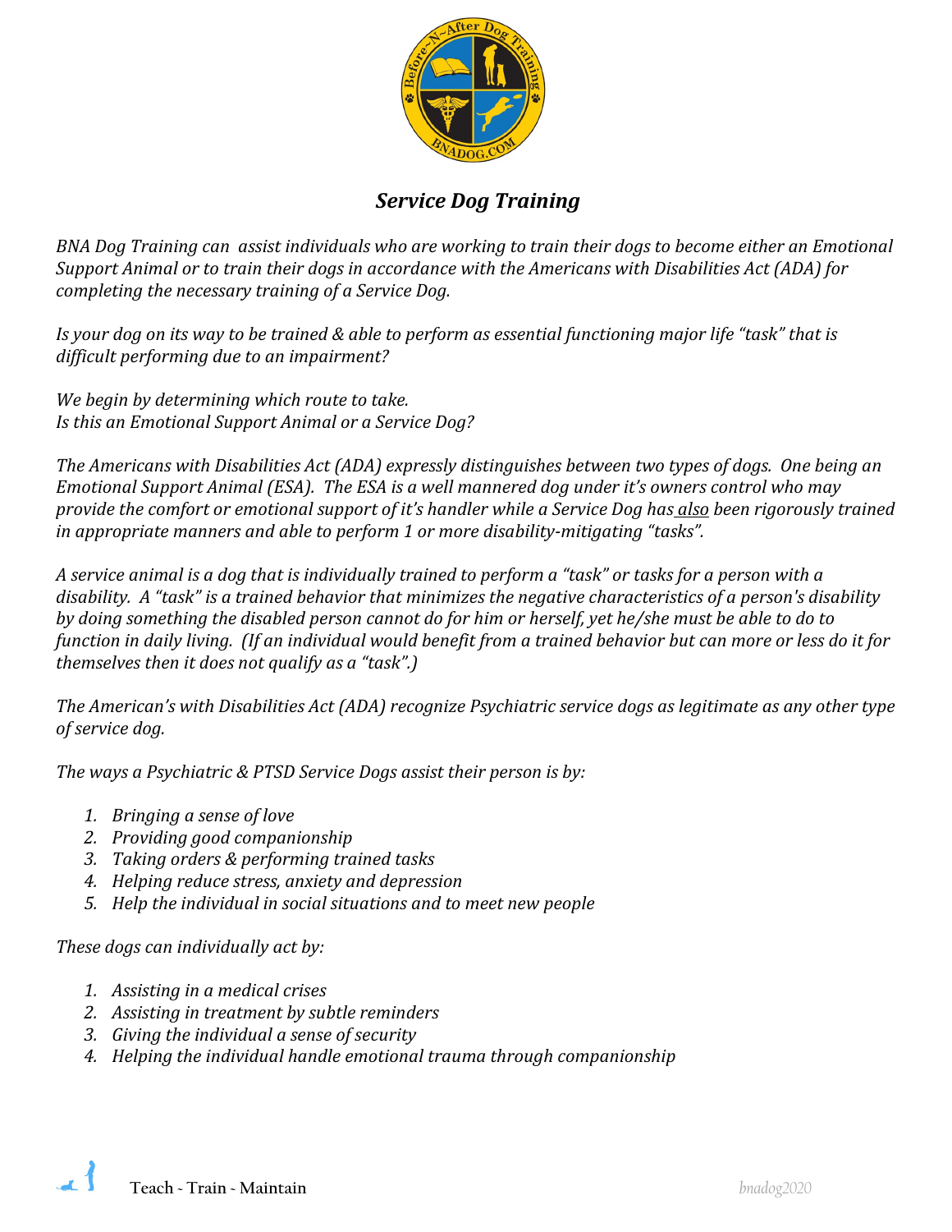## *Service Dog Training*

*BNA Dog Training can assist individuals who are working to train their dogs to become either an Emotional Support Animal or to train their dogs in accordance with the Americans with Disabilities Act (ADA) for completing the necessary training of a Service Dog.*

*Is your dog on its way to be trained & able to perform as essential functioning major life "task" that is difficult performing due to an impairment?*

*We begin by determining which route to take.*
*Is this an Emotional Support Animal or a Service Dog?*

*The Americans with Disabilities Act (ADA) expressly distinguishes between two types of dogs. One being an Emotional Support Animal (ESA). The ESA is a well mannered dog under it's owners control who may provide the comfort or emotional support of it's handler while a Service Dog has <u>also</u> been rigorously trained in appropriate manners and able to perform 1 or more disability-mitigating "tasks".*

*A service animal is a dog that is individually trained to perform a "task" or tasks for a person with a disability. A "task" is a trained behavior that minimizes the negative characteristics of a person's disability by doing something the disabled person cannot do for him or herself, yet he/she must be able to do to function in daily living. (If an individual would benefit from a trained behavior but can more or less do it for themselves then it does not qualify as a "task".)*

*The American's with Disabilities Act (ADA) recognize Psychiatric service dogs as legitimate as any other type of service dog.*

*The ways a Psychiatric & PTSD Service Dogs assist their person is by:*

1. *Bringing a sense of love*
2. *Providing good companionship*
3. *Taking orders & performing trained tasks*
4. *Helping reduce stress, anxiety and depression*
5. *Help the individual in social situations and to meet new people*

*These dogs can individually act by:*

1. *Assisting in a medical crises*
2. *Assisting in treatment by subtle reminders*
3. *Giving the individual a sense of security*
4. *Helping the individual handle emotional trauma through companionship*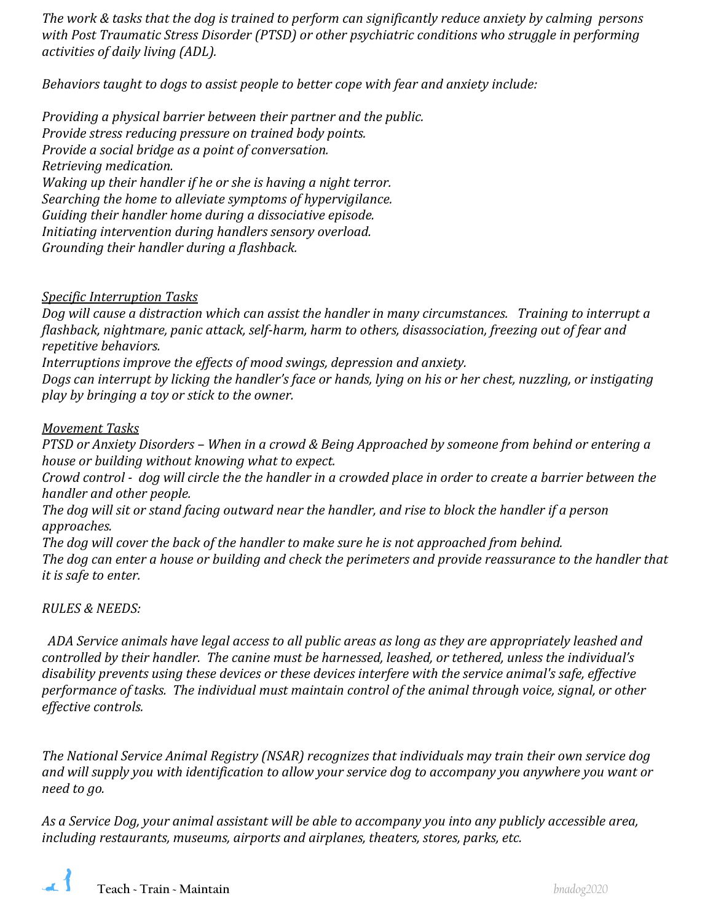*The work & tasks that the dog is trained to perform can significantly reduce anxiety by calming persons with Post Traumatic Stress Disorder (PTSD) or other psychiatric conditions who struggle in performing activities of daily living (ADL).*

*Behaviors taught to dogs to assist people to better cope with fear and anxiety include:*

*Providing a physical barrier between their partner and the public.*
*Provide stress reducing pressure on trained body points.*
*Provide a social bridge as a point of conversation.*
*Retrieving medication.*
*Waking up their handler if he or she is having a night terror.*
*Searching the home to alleviate symptoms of hypervigilance.*
*Guiding their handler home during a dissociative episode.*
*Initiating intervention during handlers sensory overload.*
*Grounding their handler during a flashback.*

*Specific Interruption Tasks*

*Dog will cause a distraction which can assist the handler in many circumstances. Training to interrupt a flashback, nightmare, panic attack, self-harm, harm to others, disassociation, freezing out of fear and repetitive behaviors.*
*Interruptions improve the effects of mood swings, depression and anxiety.*
*Dogs can interrupt by licking the handler's face or hands, lying on his or her chest, nuzzling, or instigating play by bringing a toy or stick to the owner.*

*Movement Tasks*

*PTSD or Anxiety Disorders – When in a crowd & Being Approached by someone from behind or entering a house or building without knowing what to expect.*
*Crowd control - dog will circle the the handler in a crowded place in order to create a barrier between the handler and other people.*
*The dog will sit or stand facing outward near the handler, and rise to block the handler if a person approaches.*
*The dog will cover the back of the handler to make sure he is not approached from behind.*
*The dog can enter a house or building and check the perimeters and provide reassurance to the handler that it is safe to enter.*

*RULES & NEEDS:*

*ADA Service animals have legal access to all public areas as long as they are appropriately leashed and controlled by their handler. The canine must be harnessed, leashed, or tethered, unless the individual's disability prevents using these devices or these devices interfere with the service animal's safe, effective performance of tasks. The individual must maintain control of the animal through voice, signal, or other effective controls.*

*The National Service Animal Registry (NSAR) recognizes that individuals may train their own service dog and will supply you with identification to allow your service dog to accompany you anywhere you want or need to go.*

*As a Service Dog, your animal assistant will be able to accompany you into any publicly accessible area, including restaurants, museums, airports and airplanes, theaters, stores, parks, etc.*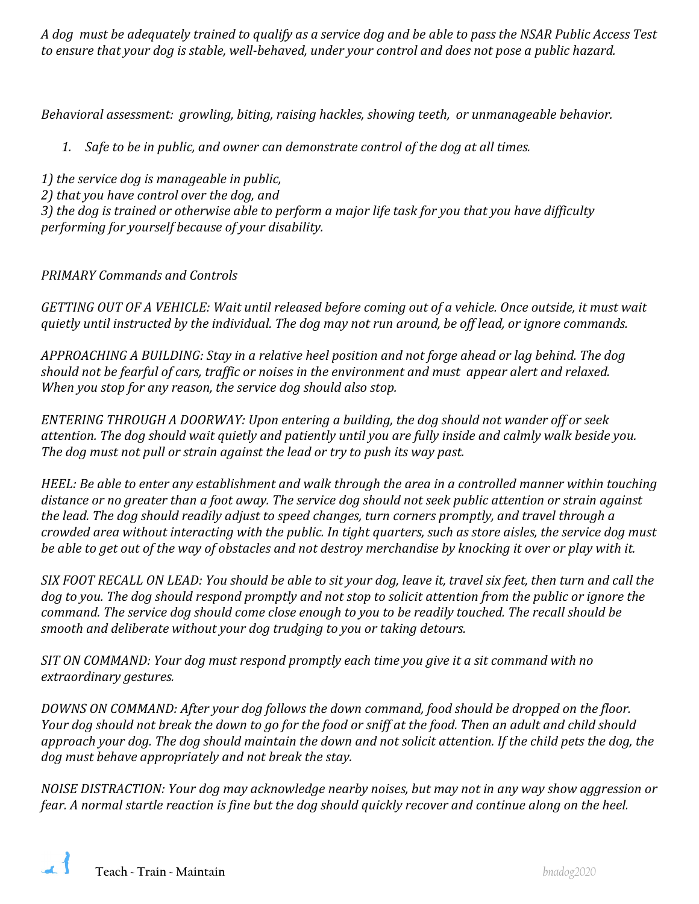*A dog must be adequately trained to qualify as a service dog and be able to pass the NSAR Public Access Test to ensure that your dog is stable, well-behaved, under your control and does not pose a public hazard.*

*Behavioral assessment: growling, biting, raising hackles, showing teeth, or unmanageable behavior.*

1. *Safe to be in public, and owner can demonstrate control of the dog at all times.*

*1) the service dog is manageable in public,*
*2) that you have control over the dog, and*
*3) the dog is trained or otherwise able to perform a major life task for you that you have difficulty performing for yourself because of your disability.*

*PRIMARY Commands and Controls*

*GETTING OUT OF A VEHICLE: Wait until released before coming out of a vehicle. Once outside, it must wait quietly until instructed by the individual. The dog may not run around, be off lead, or ignore commands.*

*APPROACHING A BUILDING: Stay in a relative heel position and not forge ahead or lag behind. The dog should not be fearful of cars, traffic or noises in the environment and must appear alert and relaxed. When you stop for any reason, the service dog should also stop.*

*ENTERING THROUGH A DOORWAY: Upon entering a building, the dog should not wander off or seek attention. The dog should wait quietly and patiently until you are fully inside and calmly walk beside you. The dog must not pull or strain against the lead or try to push its way past.*

*HEEL: Be able to enter any establishment and walk through the area in a controlled manner within touching distance or no greater than a foot away. The service dog should not seek public attention or strain against the lead. The dog should readily adjust to speed changes, turn corners promptly, and travel through a crowded area without interacting with the public. In tight quarters, such as store aisles, the service dog must be able to get out of the way of obstacles and not destroy merchandise by knocking it over or play with it.*

*SIX FOOT RECALL ON LEAD: You should be able to sit your dog, leave it, travel six feet, then turn and call the dog to you. The dog should respond promptly and not stop to solicit attention from the public or ignore the command. The service dog should come close enough to you to be readily touched. The recall should be smooth and deliberate without your dog trudging to you or taking detours.*

*SIT ON COMMAND: Your dog must respond promptly each time you give it a sit command with no extraordinary gestures.*

*DOWNS ON COMMAND: After your dog follows the down command, food should be dropped on the floor. Your dog should not break the down to go for the food or sniff at the food. Then an adult and child should approach your dog. The dog should maintain the down and not solicit attention. If the child pets the dog, the dog must behave appropriately and not break the stay.*

*NOISE DISTRACTION: Your dog may acknowledge nearby noises, but may not in any way show aggression or fear. A normal startle reaction is fine but the dog should quickly recover and continue along on the heel.*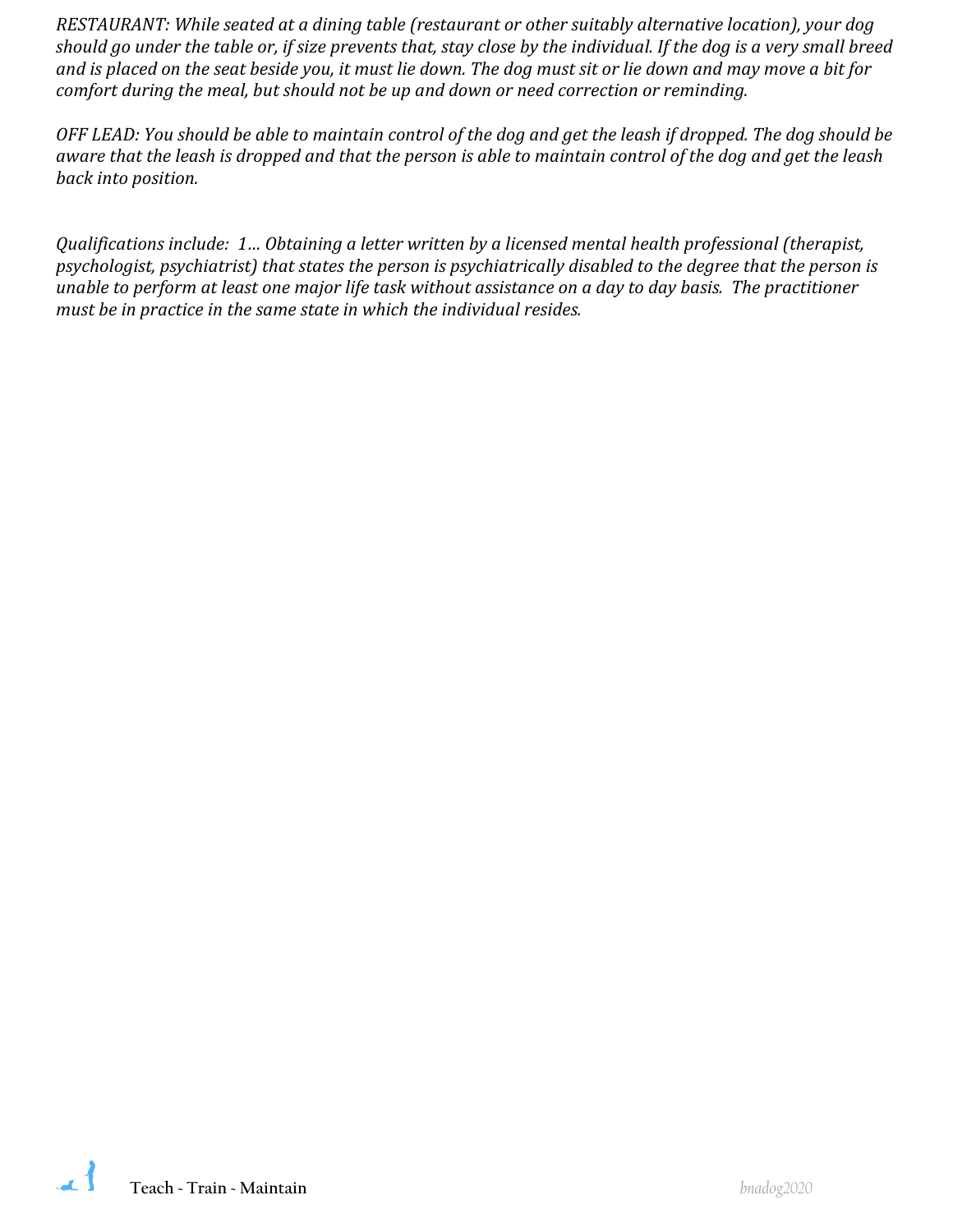*RESTAURANT: While seated at a dining table (restaurant or other suitably alternative location), your dog should go under the table or, if size prevents that, stay close by the individual. If the dog is a very small breed and is placed on the seat beside you, it must lie down. The dog must sit or lie down and may move a bit for comfort during the meal, but should not be up and down or need correction or reminding.*

*OFF LEAD: You should be able to maintain control of the dog and get the leash if dropped. The dog should be aware that the leash is dropped and that the person is able to maintain control of the dog and get the leash back into position.*

*Qualifications include: 1… Obtaining a letter written by a licensed mental health professional (therapist, psychologist, psychiatrist) that states the person is psychiatrically disabled to the degree that the person is unable to perform at least one major life task without assistance on a day to day basis. The practitioner must be in practice in the same state in which the individual resides.*